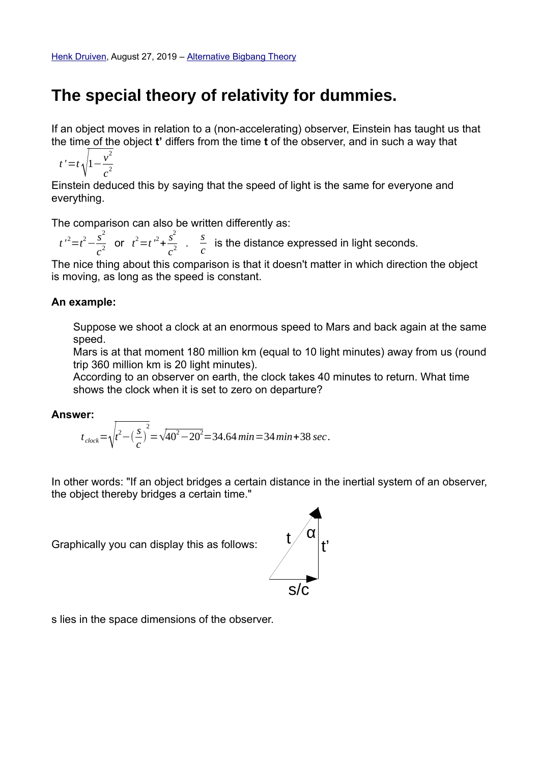[Henk Druiven](), August 27, 2019 – [Alternative Bigbang Theory]()

# The special theory of relativity for dummies.

If an object moves in relation to a (non-accelerating) observer, Einstein has taught us that the time of the object **t'** differs from the time **t** of the observer, and in such a way that

$$t' = t\sqrt{1-\frac{v^2}{c^2}}$$

Einstein deduced this by saying that the speed of light is the same for everyone and everything.

The comparison can also be written differently as:

$t'^2 = t^2 - \frac{s^2}{c^2}$ or $t^2 = t'^2 + \frac{s^2}{c^2}$ . $\frac{s}{c}$ is the distance expressed in light seconds.

The nice thing about this comparison is that it doesn't matter in which direction the object is moving, as long as the speed is constant.

**An example:**

> Suppose we shoot a clock at an enormous speed to Mars and back again at the same speed.
> Mars is at that moment 180 million km (equal to 10 light minutes) away from us (round trip 360 million km is 20 light minutes).
> According to an observer on earth, the clock takes 40 minutes to return. What time shows the clock when it is set to zero on departure?

**Answer:**

$$t_{clock} = \sqrt{t^2 - \left(\frac{s}{c}\right)^2} = \sqrt{40^2 - 20^2} = 34.64\,min = 34\,min + 38\,sec.$$

In other words: "If an object bridges a certain distance in the inertial system of an observer, the object thereby bridges a certain time."

Graphically you can display this as follows: [right triangle with hypotenuse $t$, horizontal side $s/c$, vertical side $t'$, angle $\alpha$ between $t$ and $t'$]

s lies in the space dimensions of the observer.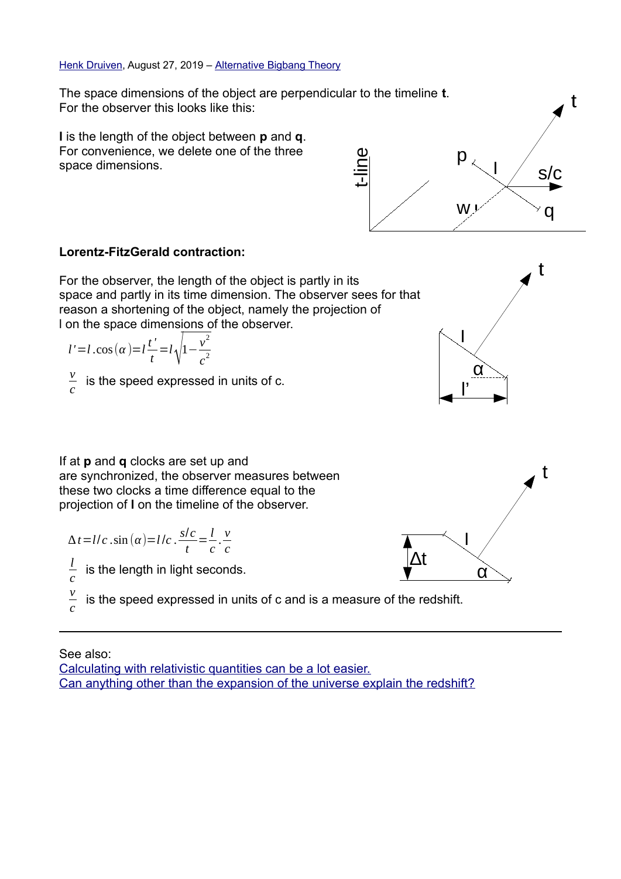Henk Druiven, August 27, 2019 – Alternative Bigbang Theory

The space dimensions of the object are perpendicular to the timeline **t**.
For the observer this looks like this:

**l** is the length of the object between **p** and **q**.
For convenience, we delete one of the three space dimensions.

t-line
p
l
s/c
t
w
q

**Lorentz-FitzGerald contraction:**

For the observer, the length of the object is partly in its space and partly in its time dimension. The observer sees for that reason a shortening of the object, namely the projection of l on the space dimensions of the observer.

$$l' = l.\cos(\alpha) = l\frac{t'}{t} = l\sqrt{1-\frac{v^2}{c^2}}$$

$\frac{v}{c}$ is the speed expressed in units of c.

t
l
α
l'

If at **p** and **q** clocks are set up and are synchronized, the observer measures between these two clocks a time difference equal to the projection of **l** on the timeline of the observer.

$$\Delta t = l/c.\sin(\alpha) = l/c.\frac{s/c}{t} = \frac{l}{c}.\frac{v}{c}$$

$\frac{l}{c}$ is the length in light seconds.

$\frac{v}{c}$ is the speed expressed in units of c and is a measure of the redshift.

t
l
Δt
α

---

See also:
Calculating with relativistic quantities can be a lot easier.
Can anything other than the expansion of the universe explain the redshift?